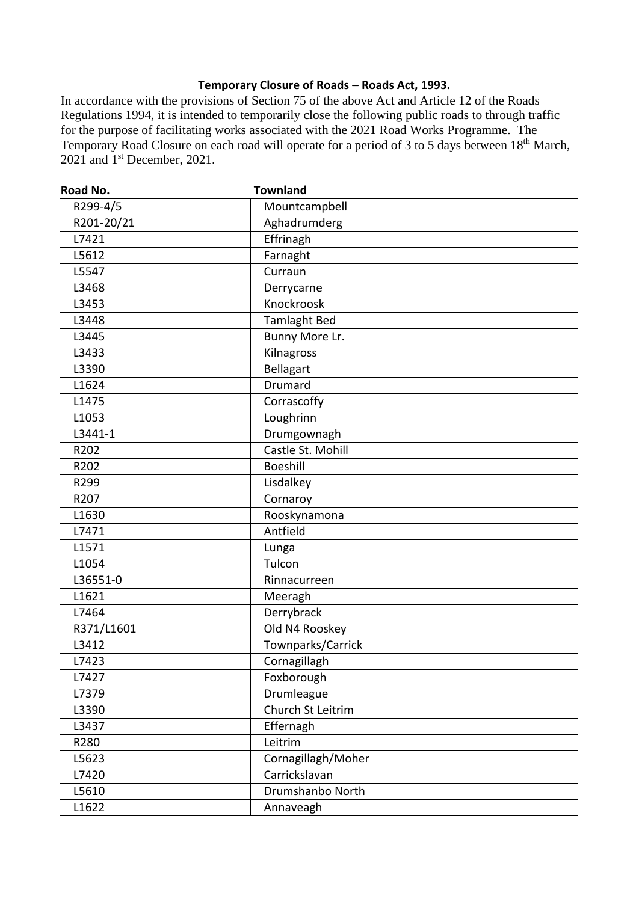**Temporary Closure of Roads – Roads Act, 1993.**

In accordance with the provisions of Section 75 of the above Act and Article 12 of the Roads Regulations 1994, it is intended to temporarily close the following public roads to through traffic for the purpose of facilitating works associated with the 2021 Road Works Programme. The Temporary Road Closure on each road will operate for a period of 3 to 5 days between 18th March, 2021 and 1st December, 2021.

| Road No. | Townland |
|---|---|
| R299-4/5 | Mountcampbell |
| R201-20/21 | Aghadrumderg |
| L7421 | Effrinagh |
| L5612 | Farnaght |
| L5547 | Curraun |
| L3468 | Derrycarne |
| L3453 | Knockroosk |
| L3448 | Tamlaght Bed |
| L3445 | Bunny More Lr. |
| L3433 | Kilnagross |
| L3390 | Bellagart |
| L1624 | Drumard |
| L1475 | Corrascoffy |
| L1053 | Loughrinn |
| L3441-1 | Drumgownagh |
| R202 | Castle St. Mohill |
| R202 | Boeshill |
| R299 | Lisdalkey |
| R207 | Cornaroy |
| L1630 | Rooskynamona |
| L7471 | Antfield |
| L1571 | Lunga |
| L1054 | Tulcon |
| L36551-0 | Rinnacurreen |
| L1621 | Meeragh |
| L7464 | Derrybrack |
| R371/L1601 | Old N4 Rooskey |
| L3412 | Townparks/Carrick |
| L7423 | Cornagillagh |
| L7427 | Foxborough |
| L7379 | Drumleague |
| L3390 | Church St Leitrim |
| L3437 | Effernagh |
| R280 | Leitrim |
| L5623 | Cornagillagh/Moher |
| L7420 | Carrickslavan |
| L5610 | Drumshanbo North |
| L1622 | Annaveagh |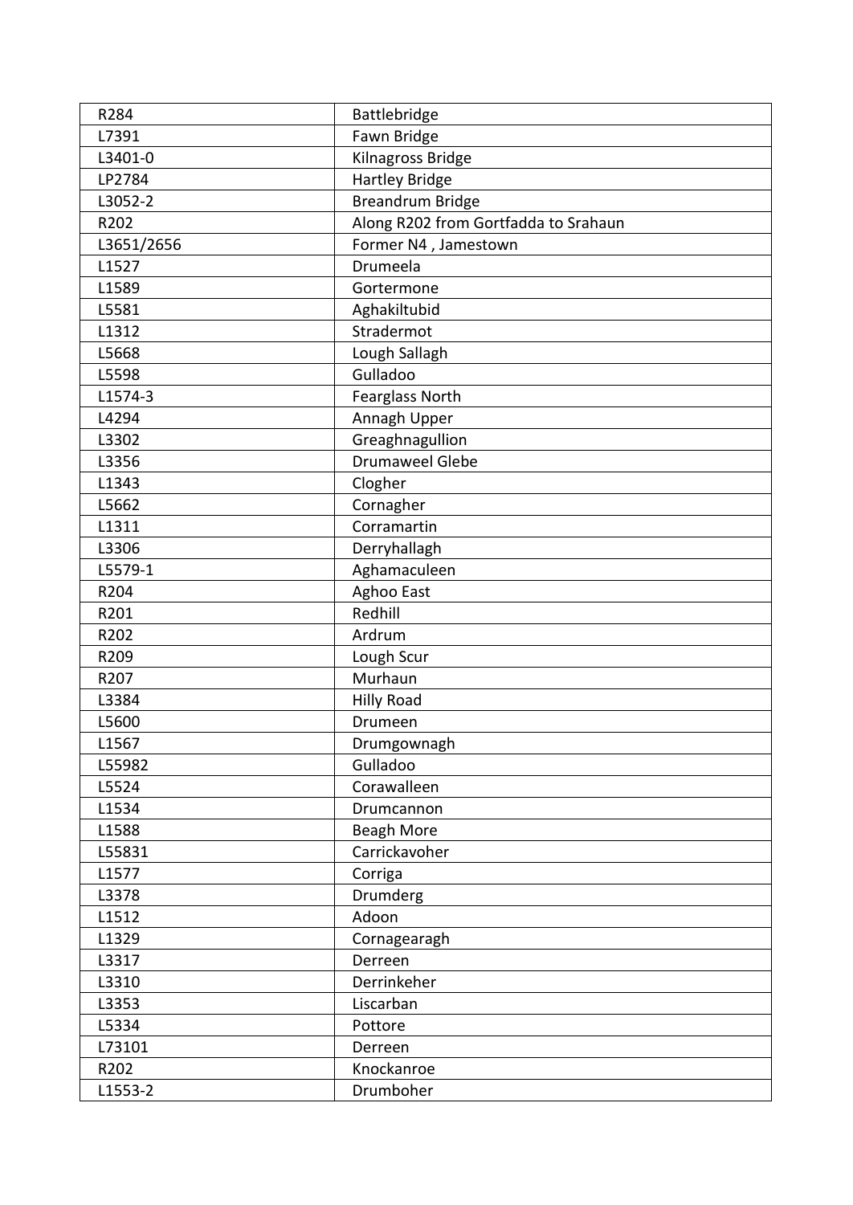| R284 | Battlebridge |
| --- | --- |
| L7391 | Fawn Bridge |
| L3401-0 | Kilnagross Bridge |
| LP2784 | Hartley Bridge |
| L3052-2 | Breandrum Bridge |
| R202 | Along R202 from Gortfadda to Srahaun |
| L3651/2656 | Former N4 , Jamestown |
| L1527 | Drumeela |
| L1589 | Gortermone |
| L5581 | Aghakiltubid |
| L1312 | Stradermot |
| L5668 | Lough Sallagh |
| L5598 | Gulladoo |
| L1574-3 | Fearglass North |
| L4294 | Annagh Upper |
| L3302 | Greaghnagullion |
| L3356 | Drumaweel Glebe |
| L1343 | Clogher |
| L5662 | Cornagher |
| L1311 | Corramartin |
| L3306 | Derryhallagh |
| L5579-1 | Aghamaculeen |
| R204 | Aghoo East |
| R201 | Redhill |
| R202 | Ardrum |
| R209 | Lough Scur |
| R207 | Murhaun |
| L3384 | Hilly Road |
| L5600 | Drumeen |
| L1567 | Drumgownagh |
| L55982 | Gulladoo |
| L5524 | Corawalleen |
| L1534 | Drumcannon |
| L1588 | Beagh More |
| L55831 | Carrickavoher |
| L1577 | Corriga |
| L3378 | Drumderg |
| L1512 | Adoon |
| L1329 | Cornagearagh |
| L3317 | Derreen |
| L3310 | Derrinkeher |
| L3353 | Liscarban |
| L5334 | Pottore |
| L73101 | Derreen |
| R202 | Knockanroe |
| L1553-2 | Drumboher |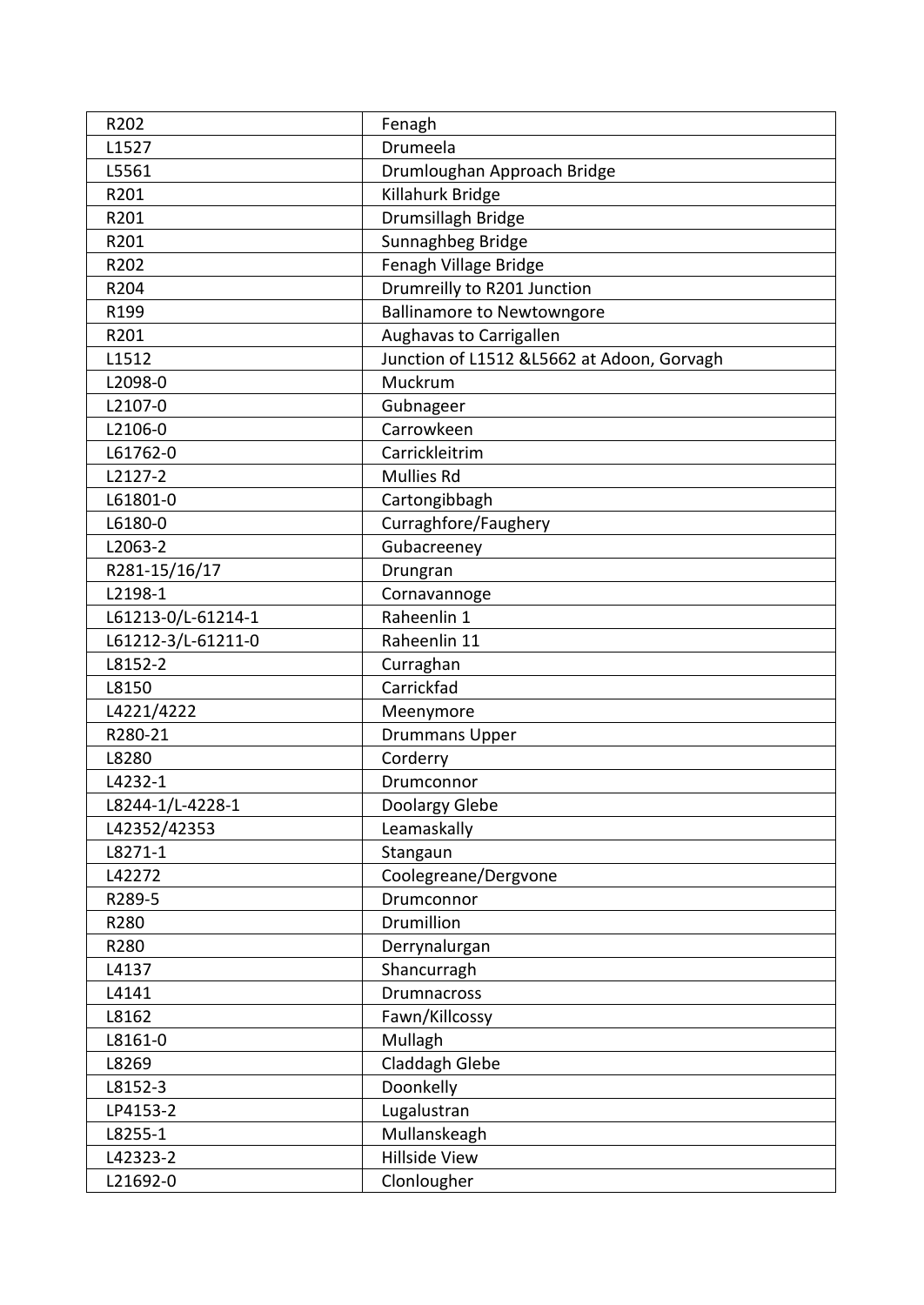| R202 | Fenagh |
|---|---|
| L1527 | Drumeela |
| L5561 | Drumloughan Approach Bridge |
| R201 | Killahurk Bridge |
| R201 | Drumsillagh Bridge |
| R201 | Sunnaghbeg Bridge |
| R202 | Fenagh Village Bridge |
| R204 | Drumreilly to R201 Junction |
| R199 | Ballinamore to Newtowngore |
| R201 | Aughavas to Carrigallen |
| L1512 | Junction of L1512 &L5662 at Adoon, Gorvagh |
| L2098-0 | Muckrum |
| L2107-0 | Gubnageer |
| L2106-0 | Carrowkeen |
| L61762-0 | Carrickleitrim |
| L2127-2 | Mullies Rd |
| L61801-0 | Cartongibbagh |
| L6180-0 | Curraghfore/Faughery |
| L2063-2 | Gubacreeney |
| R281-15/16/17 | Drungran |
| L2198-1 | Cornavannoge |
| L61213-0/L-61214-1 | Raheenlin 1 |
| L61212-3/L-61211-0 | Raheenlin 11 |
| L8152-2 | Curraghan |
| L8150 | Carrickfad |
| L4221/4222 | Meenymore |
| R280-21 | Drummans Upper |
| L8280 | Corderry |
| L4232-1 | Drumconnor |
| L8244-1/L-4228-1 | Doolargy Glebe |
| L42352/42353 | Leamaskally |
| L8271-1 | Stangaun |
| L42272 | Coolegreane/Dergvone |
| R289-5 | Drumconnor |
| R280 | Drumillion |
| R280 | Derrynalurgan |
| L4137 | Shancurragh |
| L4141 | Drumnacross |
| L8162 | Fawn/Killcossy |
| L8161-0 | Mullagh |
| L8269 | Claddagh Glebe |
| L8152-3 | Doonkelly |
| LP4153-2 | Lugalustran |
| L8255-1 | Mullanskeagh |
| L42323-2 | Hillside View |
| L21692-0 | Clonlougher |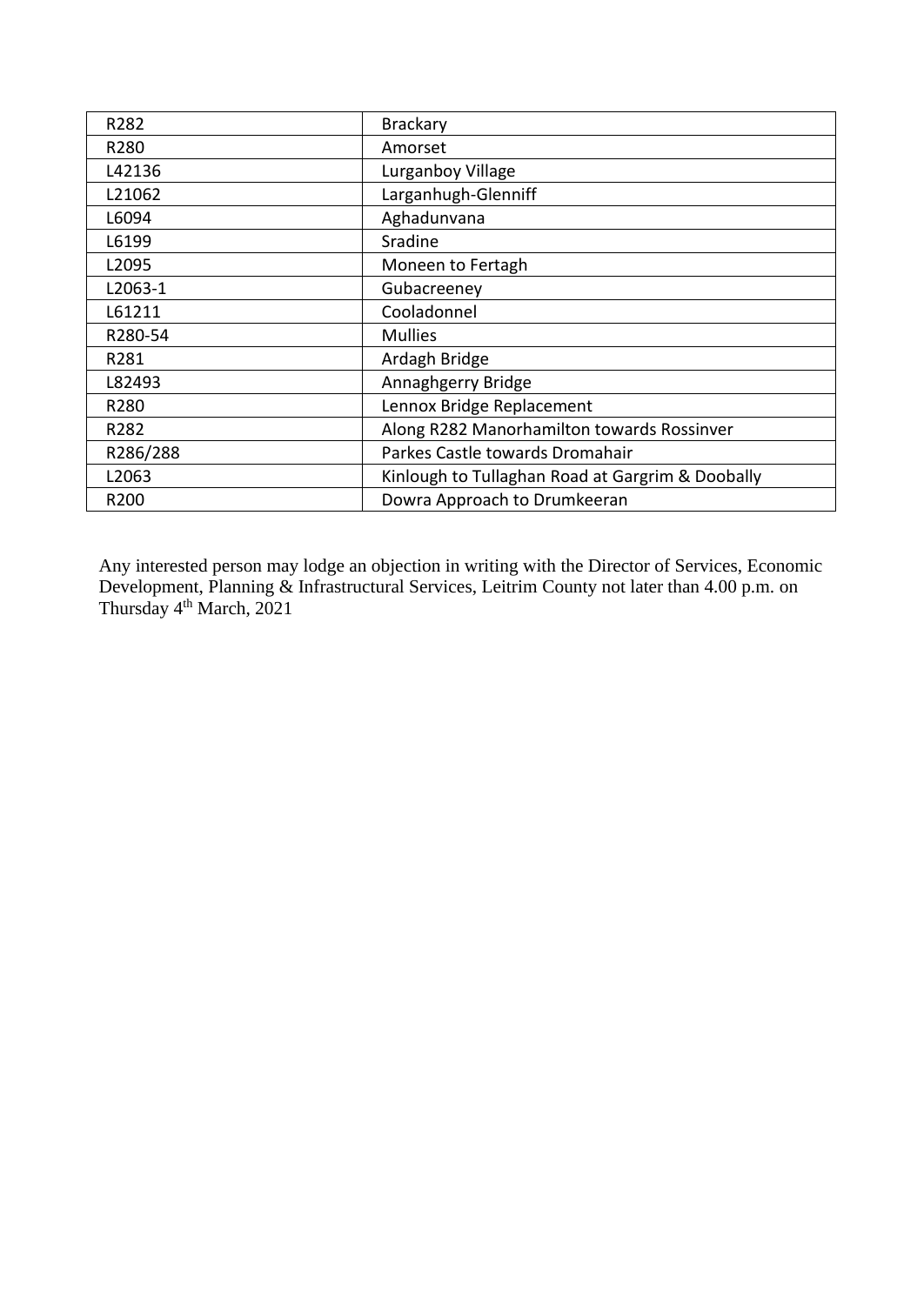| | |
|---|---|
| R282 | Brackary |
| R280 | Amorset |
| L42136 | Lurganboy Village |
| L21062 | Larganhugh-Glenniff |
| L6094 | Aghadunvana |
| L6199 | Sradine |
| L2095 | Moneen to Fertagh |
| L2063-1 | Gubacreeney |
| L61211 | Cooladonnel |
| R280-54 | Mullies |
| R281 | Ardagh Bridge |
| L82493 | Annaghgerry Bridge |
| R280 | Lennox Bridge Replacement |
| R282 | Along R282 Manorhamilton towards Rossinver |
| R286/288 | Parkes Castle towards Dromahair |
| L2063 | Kinlough to Tullaghan Road at Gargrim & Doobally |
| R200 | Dowra Approach to Drumkeeran |

Any interested person may lodge an objection in writing with the Director of Services, Economic Development, Planning & Infrastructural Services, Leitrim County not later than 4.00 p.m. on Thursday 4th March, 2021